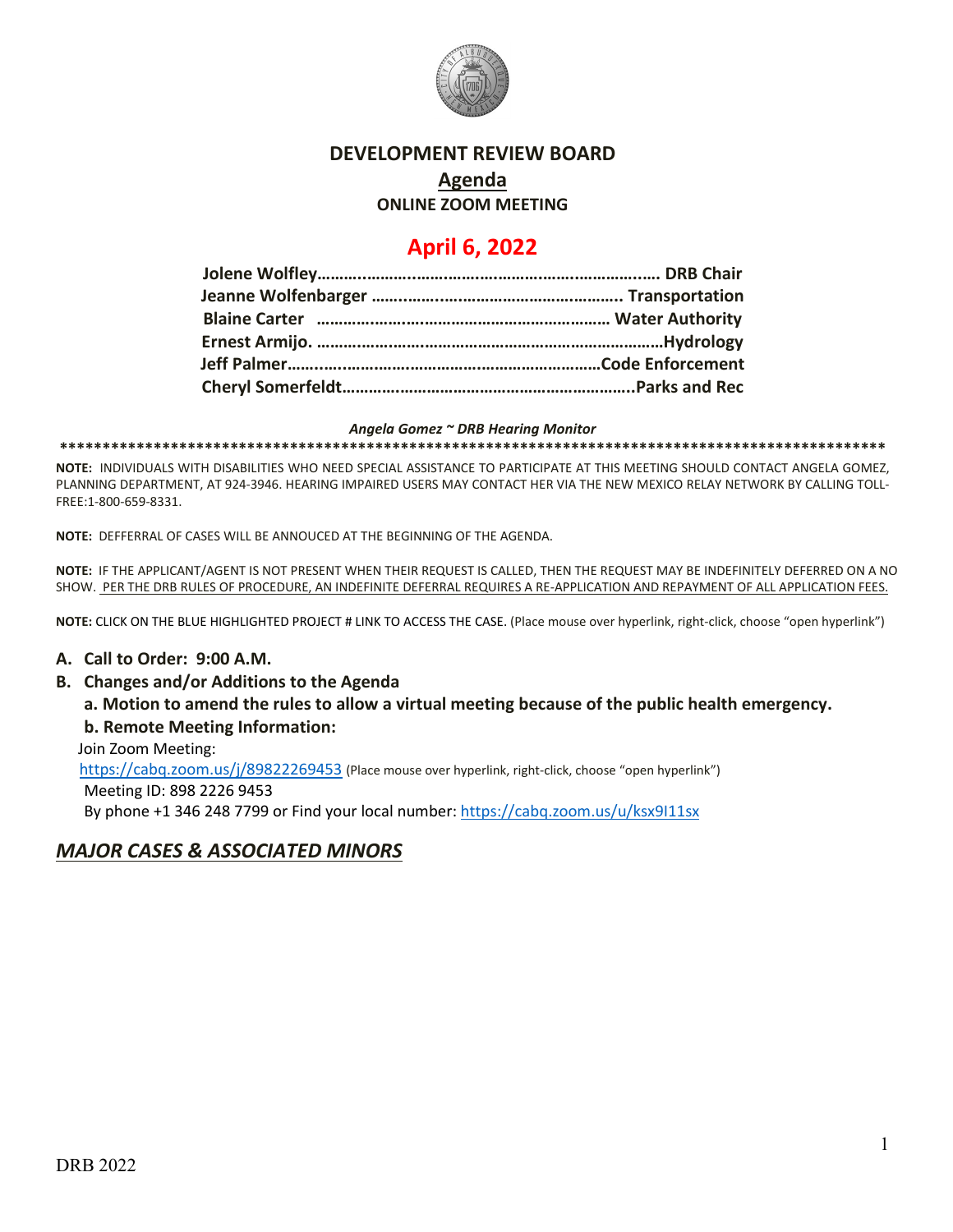# DEVELOPMENT REVIEW BOARD

## Agenda

### ONLINE ZOOM MEETING

## April 6, 2022

**Jolene Wolfley……….…….……..……….…….……….…….……….…. DRB Chair**
**Jeanne Wolfenbarger …….……..………………………….……….. Transportation**
**Blaine Carter ………………….………………………………..……… Water Authority**
**Ernest Armijo. …………………………………………………………………Hydrology**
**Jeff Palmer………..……………..……………..…………………………Code Enforcement**
**Cheryl Somerfeldt……………..………………………………………..Parks and Rec**

***Angela Gomez ~ DRB Hearing Monitor***

**\*\*\*\*\*\*\*\*\*\*\*\*\*\*\*\*\*\*\*\*\*\*\*\*\*\*\*\*\*\*\*\*\*\*\*\*\*\*\*\*\*\*\*\*\*\*\*\*\*\*\*\*\*\*\*\*\*\*\*\*\*\*\*\*\*\*\*\*\*\*\*\*\*\*\*\*\*\*\*\*\*\*\*\*\*\*\*\*\*\*\*\*\*\*\*\*\*\*\*\***

**NOTE:** INDIVIDUALS WITH DISABILITIES WHO NEED SPECIAL ASSISTANCE TO PARTICIPATE AT THIS MEETING SHOULD CONTACT ANGELA GOMEZ, PLANNING DEPARTMENT, AT 924-3946. HEARING IMPAIRED USERS MAY CONTACT HER VIA THE NEW MEXICO RELAY NETWORK BY CALLING TOLL-FREE:1-800-659-8331.

**NOTE:** DEFFERRAL OF CASES WILL BE ANNOUCED AT THE BEGINNING OF THE AGENDA.

**NOTE:** IF THE APPLICANT/AGENT IS NOT PRESENT WHEN THEIR REQUEST IS CALLED, THEN THE REQUEST MAY BE INDEFINITELY DEFERRED ON A NO SHOW. PER THE DRB RULES OF PROCEDURE, AN INDEFINITE DEFERRAL REQUIRES A RE-APPLICATION AND REPAYMENT OF ALL APPLICATION FEES.

**NOTE:** CLICK ON THE BLUE HIGHLIGHTED PROJECT # LINK TO ACCESS THE CASE. (Place mouse over hyperlink, right-click, choose "open hyperlink")

**A. Call to Order: 9:00 A.M.**

**B. Changes and/or Additions to the Agenda**

**a. Motion to amend the rules to allow a virtual meeting because of the public health emergency.**

**b. Remote Meeting Information:**

Join Zoom Meeting:
https://cabq.zoom.us/j/89822269453 (Place mouse over hyperlink, right-click, choose "open hyperlink")
Meeting ID: 898 2226 9453
By phone +1 346 248 7799 or Find your local number: https://cabq.zoom.us/u/ksx9I11sx

## *MAJOR CASES & ASSOCIATED MINORS*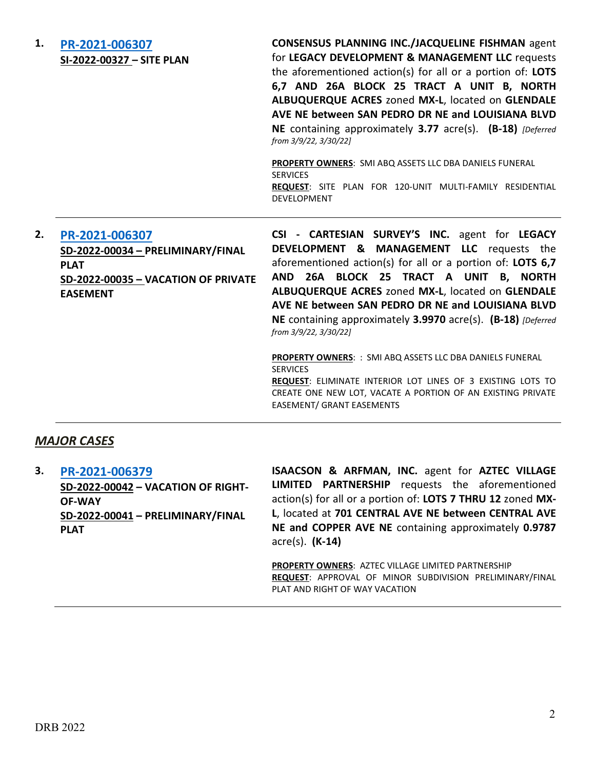**1. [PR-2021-006307](#)**
**SI-2022-00327 – SITE PLAN**

**CONSENSUS PLANNING INC./JACQUELINE FISHMAN** agent for **LEGACY DEVELOPMENT & MANAGEMENT LLC** requests the aforementioned action(s) for all or a portion of: **LOTS 6,7 AND 26A BLOCK 25 TRACT A UNIT B, NORTH ALBUQUERQUE ACRES** zoned **MX-L**, located on **GLENDALE AVE NE between SAN PEDRO DR NE and LOUISIANA BLVD NE** containing approximately **3.77** acre(s). **(B-18)** *[Deferred from 3/9/22, 3/30/22]*

**PROPERTY OWNERS**: SMI ABQ ASSETS LLC DBA DANIELS FUNERAL SERVICES
**REQUEST**: SITE PLAN FOR 120-UNIT MULTI-FAMILY RESIDENTIAL DEVELOPMENT

---

**2. [PR-2021-006307](#)**
**SD-2022-00034 – PRELIMINARY/FINAL PLAT**
**SD-2022-00035 – VACATION OF PRIVATE EASEMENT**

**CSI - CARTESIAN SURVEY'S INC.** agent for **LEGACY DEVELOPMENT & MANAGEMENT LLC** requests the aforementioned action(s) for all or a portion of: **LOTS 6,7 AND 26A BLOCK 25 TRACT A UNIT B, NORTH ALBUQUERQUE ACRES** zoned **MX-L**, located on **GLENDALE AVE NE between SAN PEDRO DR NE and LOUISIANA BLVD NE** containing approximately **3.9970** acre(s). **(B-18)** *[Deferred from 3/9/22, 3/30/22]*

**PROPERTY OWNERS**: : SMI ABQ ASSETS LLC DBA DANIELS FUNERAL SERVICES
**REQUEST**: ELIMINATE INTERIOR LOT LINES OF 3 EXISTING LOTS TO CREATE ONE NEW LOT, VACATE A PORTION OF AN EXISTING PRIVATE EASEMENT/ GRANT EASEMENTS

---

## *MAJOR CASES*

**3. [PR-2021-006379](#)**
**SD-2022-00042 – VACATION OF RIGHT-OF-WAY**
**SD-2022-00041 – PRELIMINARY/FINAL PLAT**

**ISAACSON & ARFMAN, INC.** agent for **AZTEC VILLAGE LIMITED PARTNERSHIP** requests the aforementioned action(s) for all or a portion of: **LOTS 7 THRU 12** zoned **MX-L**, located at **701 CENTRAL AVE NE between CENTRAL AVE NE and COPPER AVE NE** containing approximately **0.9787** acre(s). **(K-14)**

**PROPERTY OWNERS**: AZTEC VILLAGE LIMITED PARTNERSHIP
**REQUEST**: APPROVAL OF MINOR SUBDIVISION PRELIMINARY/FINAL PLAT AND RIGHT OF WAY VACATION

---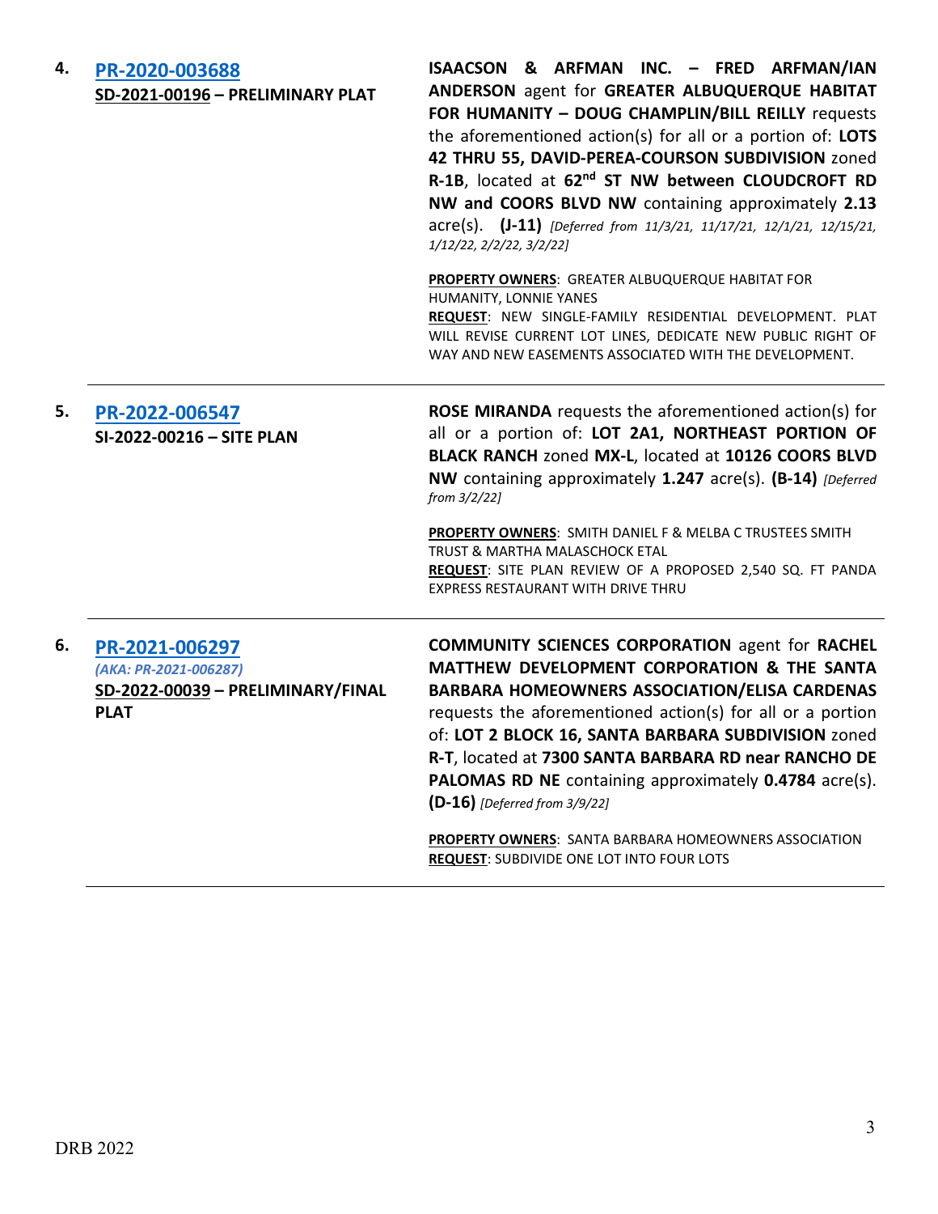4. **PR-2020-003688**
**SD-2021-00196 – PRELIMINARY PLAT**

**ISAACSON & ARFMAN INC. – FRED ARFMAN/IAN ANDERSON** agent for **GREATER ALBUQUERQUE HABITAT FOR HUMANITY – DOUG CHAMPLIN/BILL REILLY** requests the aforementioned action(s) for all or a portion of: **LOTS 42 THRU 55, DAVID-PEREA-COURSON SUBDIVISION** zoned **R-1B**, located at **62nd ST NW between CLOUDCROFT RD NW and COORS BLVD NW** containing approximately **2.13** acre(s). **(J-11)** *[Deferred from 11/3/21, 11/17/21, 12/1/21, 12/15/21, 1/12/22, 2/2/22, 3/2/22]*

**PROPERTY OWNERS**: GREATER ALBUQUERQUE HABITAT FOR HUMANITY, LONNIE YANES
**REQUEST**: NEW SINGLE-FAMILY RESIDENTIAL DEVELOPMENT. PLAT WILL REVISE CURRENT LOT LINES, DEDICATE NEW PUBLIC RIGHT OF WAY AND NEW EASEMENTS ASSOCIATED WITH THE DEVELOPMENT.

---

5. **PR-2022-006547**
**SI-2022-00216 – SITE PLAN**

**ROSE MIRANDA** requests the aforementioned action(s) for all or a portion of: **LOT 2A1, NORTHEAST PORTION OF BLACK RANCH** zoned **MX-L**, located at **10126 COORS BLVD NW** containing approximately **1.247** acre(s). **(B-14)** *[Deferred from 3/2/22]*

**PROPERTY OWNERS**: SMITH DANIEL F & MELBA C TRUSTEES SMITH TRUST & MARTHA MALASCHOCK ETAL
**REQUEST**: SITE PLAN REVIEW OF A PROPOSED 2,540 SQ. FT PANDA EXPRESS RESTAURANT WITH DRIVE THRU

---

6. **PR-2021-006297**
*(AKA: PR-2021-006287)*
**SD-2022-00039 – PRELIMINARY/FINAL PLAT**

**COMMUNITY SCIENCES CORPORATION** agent for **RACHEL MATTHEW DEVELOPMENT CORPORATION & THE SANTA BARBARA HOMEOWNERS ASSOCIATION/ELISA CARDENAS** requests the aforementioned action(s) for all or a portion of: **LOT 2 BLOCK 16, SANTA BARBARA SUBDIVISION** zoned **R-T**, located at **7300 SANTA BARBARA RD near RANCHO DE PALOMAS RD NE** containing approximately **0.4784** acre(s). **(D-16)** *[Deferred from 3/9/22]*

**PROPERTY OWNERS**: SANTA BARBARA HOMEOWNERS ASSOCIATION
**REQUEST**: SUBDIVIDE ONE LOT INTO FOUR LOTS

---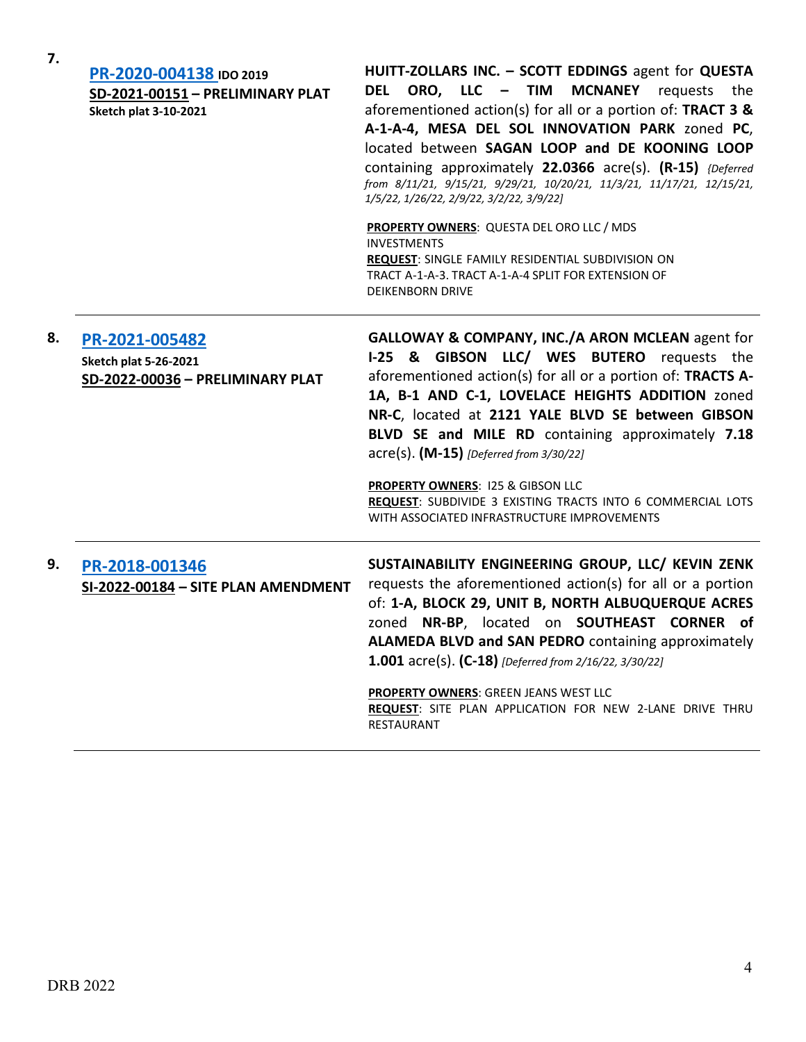7. **PR-2020-004138** **IDO 2019**
**SD-2021-00151 – PRELIMINARY PLAT**
**Sketch plat 3-10-2021**

**HUITT-ZOLLARS INC. – SCOTT EDDINGS** agent for **QUESTA DEL ORO, LLC – TIM MCNANEY** requests the aforementioned action(s) for all or a portion of: **TRACT 3 & A-1-A-4, MESA DEL SOL INNOVATION PARK** zoned **PC**, located between **SAGAN LOOP and DE KOONING LOOP** containing approximately **22.0366** acre(s). **(R-15)** *{Deferred from 8/11/21, 9/15/21, 9/29/21, 10/20/21, 11/3/21, 11/17/21, 12/15/21, 1/5/22, 1/26/22, 2/9/22, 3/2/22, 3/9/22]*

**PROPERTY OWNERS**: QUESTA DEL ORO LLC / MDS INVESTMENTS
**REQUEST**: SINGLE FAMILY RESIDENTIAL SUBDIVISION ON TRACT A-1-A-3. TRACT A-1-A-4 SPLIT FOR EXTENSION OF DEIKENBORN DRIVE

---

8. **PR-2021-005482**
**Sketch plat 5-26-2021**
**SD-2022-00036 – PRELIMINARY PLAT**

**GALLOWAY & COMPANY, INC./A ARON MCLEAN** agent for **I-25 & GIBSON LLC/ WES BUTERO** requests the aforementioned action(s) for all or a portion of: **TRACTS A-1A, B-1 AND C-1, LOVELACE HEIGHTS ADDITION** zoned **NR-C**, located at **2121 YALE BLVD SE between GIBSON BLVD SE and MILE RD** containing approximately **7.18** acre(s). **(M-15)** *[Deferred from 3/30/22]*

**PROPERTY OWNERS**: I25 & GIBSON LLC
**REQUEST**: SUBDIVIDE 3 EXISTING TRACTS INTO 6 COMMERCIAL LOTS WITH ASSOCIATED INFRASTRUCTURE IMPROVEMENTS

---

9. **PR-2018-001346**
**SI-2022-00184 – SITE PLAN AMENDMENT**

**SUSTAINABILITY ENGINEERING GROUP, LLC/ KEVIN ZENK** requests the aforementioned action(s) for all or a portion of: **1-A, BLOCK 29, UNIT B, NORTH ALBUQUERQUE ACRES** zoned **NR-BP**, located on **SOUTHEAST CORNER of ALAMEDA BLVD and SAN PEDRO** containing approximately **1.001** acre(s). **(C-18)** *[Deferred from 2/16/22, 3/30/22]*

**PROPERTY OWNERS**: GREEN JEANS WEST LLC
**REQUEST**: SITE PLAN APPLICATION FOR NEW 2-LANE DRIVE THRU RESTAURANT

---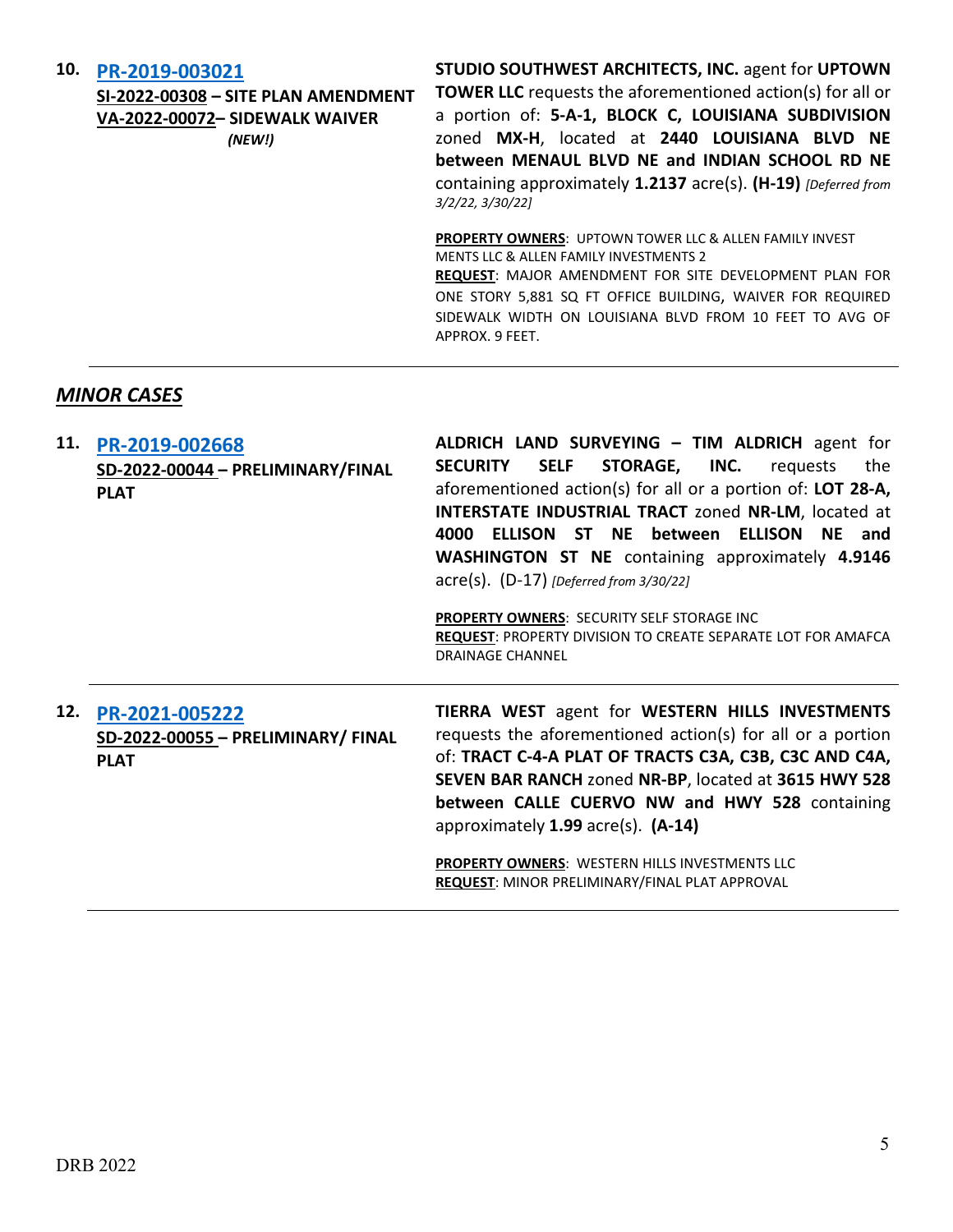**10. PR-2019-003021**
**SI-2022-00308 – SITE PLAN AMENDMENT**
**VA-2022-00072– SIDEWALK WAIVER**
***(NEW!)***

**STUDIO SOUTHWEST ARCHITECTS, INC.** agent for **UPTOWN TOWER LLC** requests the aforementioned action(s) for all or a portion of: **5-A-1, BLOCK C, LOUISIANA SUBDIVISION** zoned **MX-H**, located at **2440 LOUISIANA BLVD NE between MENAUL BLVD NE and INDIAN SCHOOL RD NE** containing approximately **1.2137** acre(s). **(H-19)** *[Deferred from 3/2/22, 3/30/22]*

**PROPERTY OWNERS**: UPTOWN TOWER LLC & ALLEN FAMILY INVEST MENTS LLC & ALLEN FAMILY INVESTMENTS 2
**REQUEST**: MAJOR AMENDMENT FOR SITE DEVELOPMENT PLAN FOR ONE STORY 5,881 SQ FT OFFICE BUILDING, WAIVER FOR REQUIRED SIDEWALK WIDTH ON LOUISIANA BLVD FROM 10 FEET TO AVG OF APPROX. 9 FEET.

---

## *MINOR CASES*

**11. PR-2019-002668**
**SD-2022-00044 – PRELIMINARY/FINAL PLAT**

**ALDRICH LAND SURVEYING – TIM ALDRICH** agent for **SECURITY SELF STORAGE, INC.** requests the aforementioned action(s) for all or a portion of: **LOT 28-A, INTERSTATE INDUSTRIAL TRACT** zoned **NR-LM**, located at **4000 ELLISON ST NE between ELLISON NE and WASHINGTON ST NE** containing approximately **4.9146** acre(s). (D-17) *[Deferred from 3/30/22]*

**PROPERTY OWNERS**: SECURITY SELF STORAGE INC
**REQUEST**: PROPERTY DIVISION TO CREATE SEPARATE LOT FOR AMAFCA DRAINAGE CHANNEL

---

**12. PR-2021-005222**
**SD-2022-00055 – PRELIMINARY/ FINAL PLAT**

**TIERRA WEST** agent for **WESTERN HILLS INVESTMENTS** requests the aforementioned action(s) for all or a portion of: **TRACT C-4-A PLAT OF TRACTS C3A, C3B, C3C AND C4A, SEVEN BAR RANCH** zoned **NR-BP**, located at **3615 HWY 528 between CALLE CUERVO NW and HWY 528** containing approximately **1.99** acre(s). **(A-14)**

**PROPERTY OWNERS**: WESTERN HILLS INVESTMENTS LLC
**REQUEST**: MINOR PRELIMINARY/FINAL PLAT APPROVAL

---

DRB 2022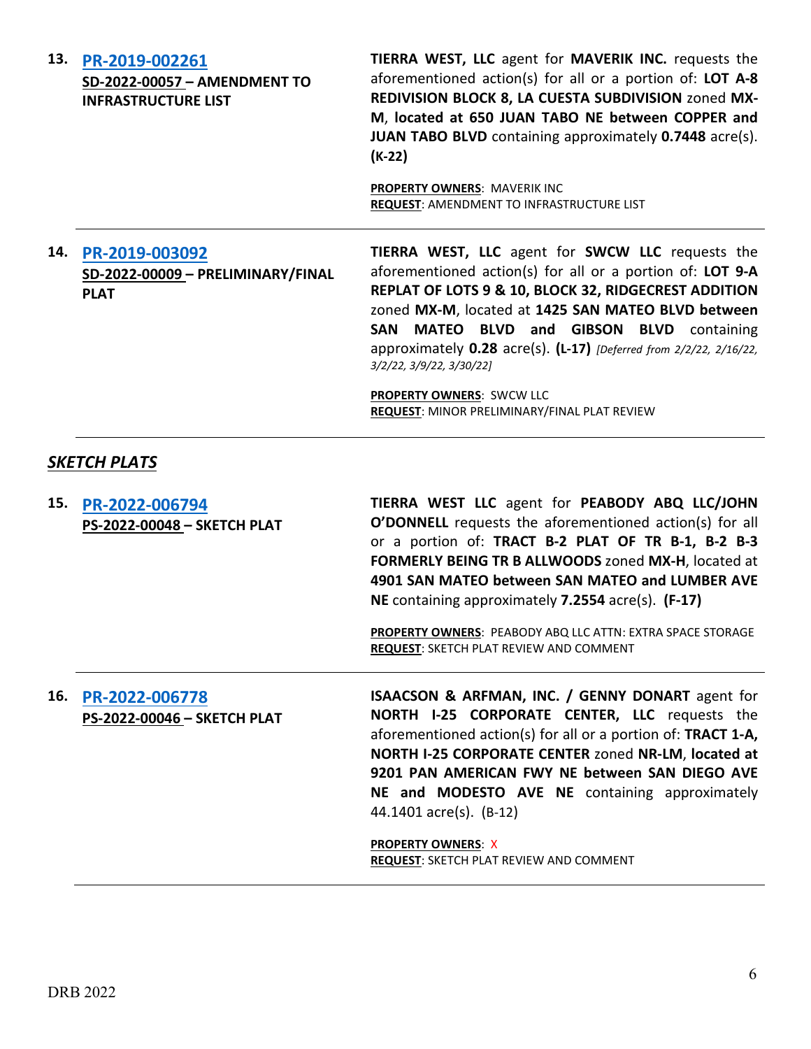13. **PR-2019-002261**
**SD-2022-00057 – AMENDMENT TO INFRASTRUCTURE LIST**

**TIERRA WEST, LLC** agent for **MAVERIK INC.** requests the aforementioned action(s) for all or a portion of: **LOT A-8 REDIVISION BLOCK 8, LA CUESTA SUBDIVISION** zoned **MX-M**, **located at 650 JUAN TABO NE between COPPER and JUAN TABO BLVD** containing approximately **0.7448** acre(s). **(K-22)**

**PROPERTY OWNERS**: MAVERIK INC
**REQUEST**: AMENDMENT TO INFRASTRUCTURE LIST

---

14. **PR-2019-003092**
**SD-2022-00009 – PRELIMINARY/FINAL PLAT**

**TIERRA WEST, LLC** agent for **SWCW LLC** requests the aforementioned action(s) for all or a portion of: **LOT 9-A REPLAT OF LOTS 9 & 10, BLOCK 32, RIDGECREST ADDITION** zoned **MX-M**, located at **1425 SAN MATEO BLVD between SAN MATEO BLVD and GIBSON BLVD** containing approximately **0.28** acre(s). **(L-17)** *[Deferred from 2/2/22, 2/16/22, 3/2/22, 3/9/22, 3/30/22]*

**PROPERTY OWNERS**: SWCW LLC
**REQUEST**: MINOR PRELIMINARY/FINAL PLAT REVIEW

---

## *SKETCH PLATS*

15. **PR-2022-006794**
**PS-2022-00048 – SKETCH PLAT**

**TIERRA WEST LLC** agent for **PEABODY ABQ LLC/JOHN O'DONNELL** requests the aforementioned action(s) for all or a portion of: **TRACT B-2 PLAT OF TR B-1, B-2 B-3 FORMERLY BEING TR B ALLWOODS** zoned **MX-H**, located at **4901 SAN MATEO between SAN MATEO and LUMBER AVE NE** containing approximately **7.2554** acre(s). **(F-17)**

**PROPERTY OWNERS**: PEABODY ABQ LLC ATTN: EXTRA SPACE STORAGE
**REQUEST**: SKETCH PLAT REVIEW AND COMMENT

---

16. **PR-2022-006778**
**PS-2022-00046 – SKETCH PLAT**

**ISAACSON & ARFMAN, INC. / GENNY DONART** agent for **NORTH I-25 CORPORATE CENTER, LLC** requests the aforementioned action(s) for all or a portion of: **TRACT 1-A, NORTH I-25 CORPORATE CENTER** zoned **NR-LM**, **located at 9201 PAN AMERICAN FWY NE between SAN DIEGO AVE NE and MODESTO AVE NE** containing approximately 44.1401 acre(s). (B-12)

**PROPERTY OWNERS**: X
**REQUEST**: SKETCH PLAT REVIEW AND COMMENT

---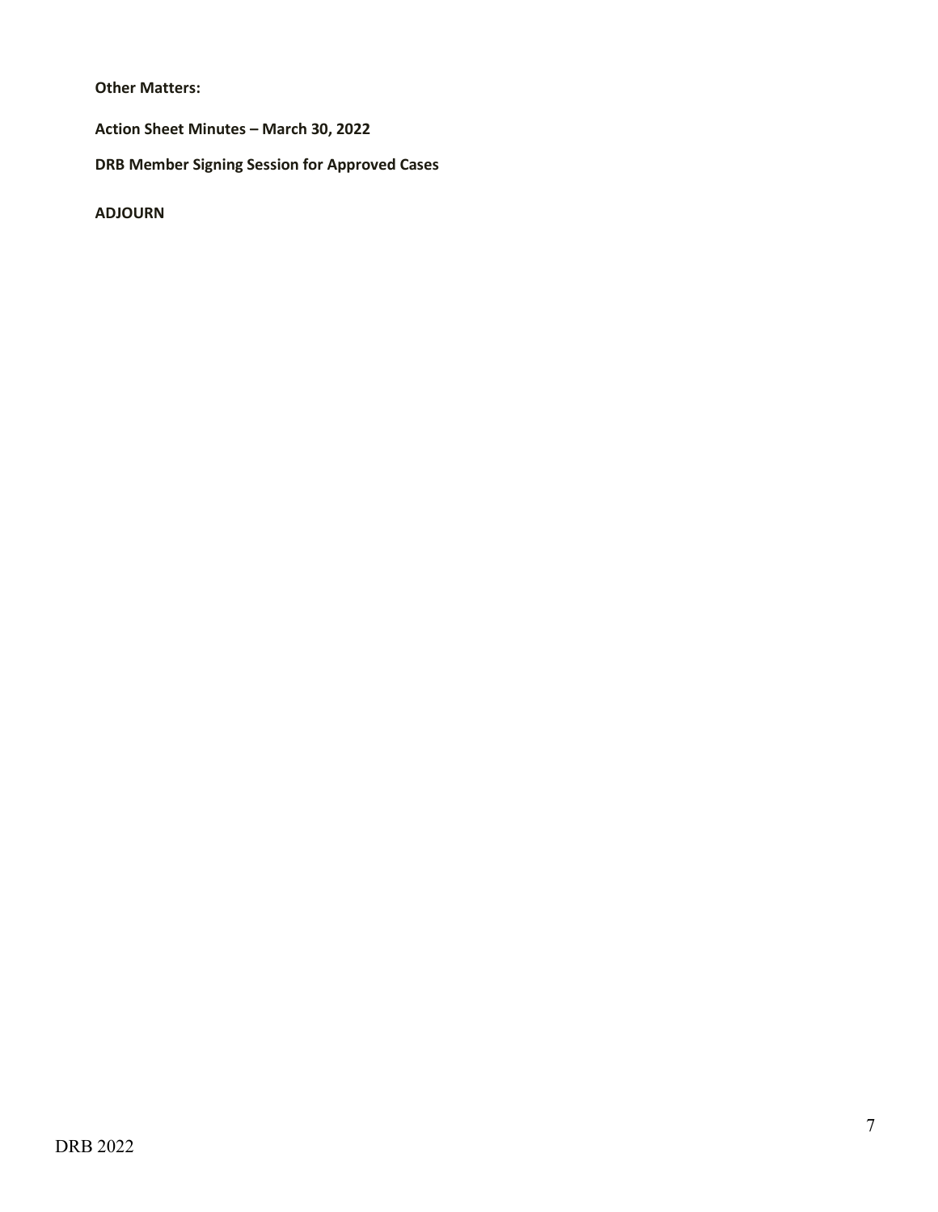**Other Matters:**

**Action Sheet Minutes – March 30, 2022**

**DRB Member Signing Session for Approved Cases**

**ADJOURN**